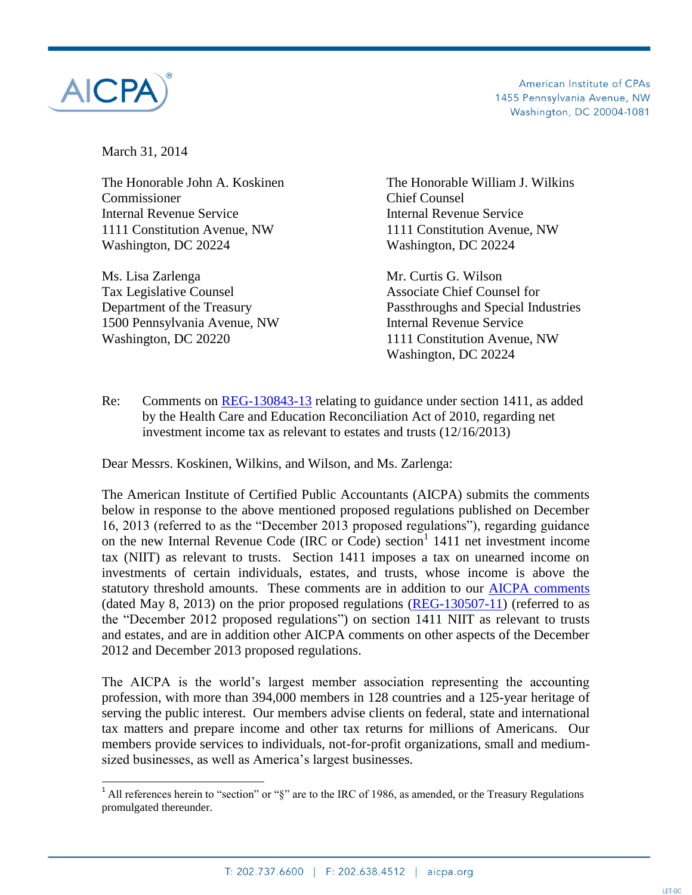AICPA®

American Institute of CPAs
1455 Pennsylvania Avenue, NW
Washington, DC 20004-1081

March 31, 2014

The Honorable John A. Koskinen
Commissioner
Internal Revenue Service
1111 Constitution Avenue, NW
Washington, DC 20224

The Honorable William J. Wilkins
Chief Counsel
Internal Revenue Service
1111 Constitution Avenue, NW
Washington, DC 20224

Ms. Lisa Zarlenga
Tax Legislative Counsel
Department of the Treasury
1500 Pennsylvania Avenue, NW
Washington, DC 20220

Mr. Curtis G. Wilson
Associate Chief Counsel for
Passthroughs and Special Industries
Internal Revenue Service
1111 Constitution Avenue, NW
Washington, DC 20224

Re: Comments on REG-130843-13 relating to guidance under section 1411, as added by the Health Care and Education Reconciliation Act of 2010, regarding net investment income tax as relevant to estates and trusts (12/16/2013)

Dear Messrs. Koskinen, Wilkins, and Wilson, and Ms. Zarlenga:

The American Institute of Certified Public Accountants (AICPA) submits the comments below in response to the above mentioned proposed regulations published on December 16, 2013 (referred to as the "December 2013 proposed regulations"), regarding guidance on the new Internal Revenue Code (IRC or Code) section[1] 1411 net investment income tax (NIIT) as relevant to trusts. Section 1411 imposes a tax on unearned income on investments of certain individuals, estates, and trusts, whose income is above the statutory threshold amounts. These comments are in addition to our AICPA comments (dated May 8, 2013) on the prior proposed regulations (REG-130507-11) (referred to as the "December 2012 proposed regulations") on section 1411 NIIT as relevant to trusts and estates, and are in addition other AICPA comments on other aspects of the December 2012 and December 2013 proposed regulations.

The AICPA is the world's largest member association representing the accounting profession, with more than 394,000 members in 128 countries and a 125-year heritage of serving the public interest. Our members advise clients on federal, state and international tax matters and prepare income and other tax returns for millions of Americans. Our members provide services to individuals, not-for-profit organizations, small and medium-sized businesses, as well as America's largest businesses.

[1] All references herein to "section" or "§" are to the IRC of 1986, as amended, or the Treasury Regulations promulgated thereunder.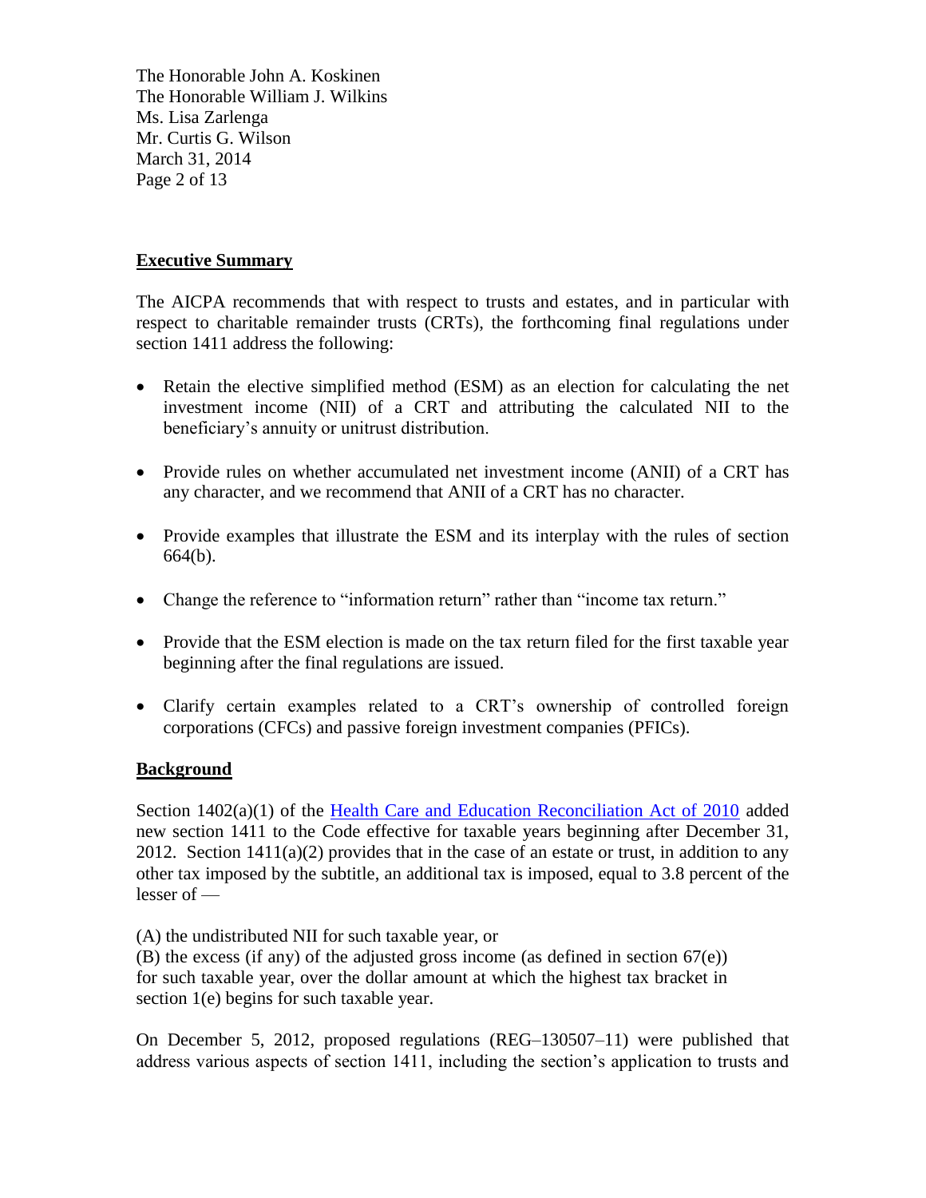## Executive Summary

The AICPA recommends that with respect to trusts and estates, and in particular with respect to charitable remainder trusts (CRTs), the forthcoming final regulations under section 1411 address the following:

- Retain the elective simplified method (ESM) as an election for calculating the net investment income (NII) of a CRT and attributing the calculated NII to the beneficiary's annuity or unitrust distribution.
- Provide rules on whether accumulated net investment income (ANII) of a CRT has any character, and we recommend that ANII of a CRT has no character.
- Provide examples that illustrate the ESM and its interplay with the rules of section 664(b).
- Change the reference to "information return" rather than "income tax return."
- Provide that the ESM election is made on the tax return filed for the first taxable year beginning after the final regulations are issued.
- Clarify certain examples related to a CRT's ownership of controlled foreign corporations (CFCs) and passive foreign investment companies (PFICs).

## Background

Section 1402(a)(1) of the Health Care and Education Reconciliation Act of 2010 added new section 1411 to the Code effective for taxable years beginning after December 31, 2012. Section 1411(a)(2) provides that in the case of an estate or trust, in addition to any other tax imposed by the subtitle, an additional tax is imposed, equal to 3.8 percent of the lesser of —

(A) the undistributed NII for such taxable year, or
(B) the excess (if any) of the adjusted gross income (as defined in section 67(e)) for such taxable year, over the dollar amount at which the highest tax bracket in section 1(e) begins for such taxable year.

On December 5, 2012, proposed regulations (REG–130507–11) were published that address various aspects of section 1411, including the section's application to trusts and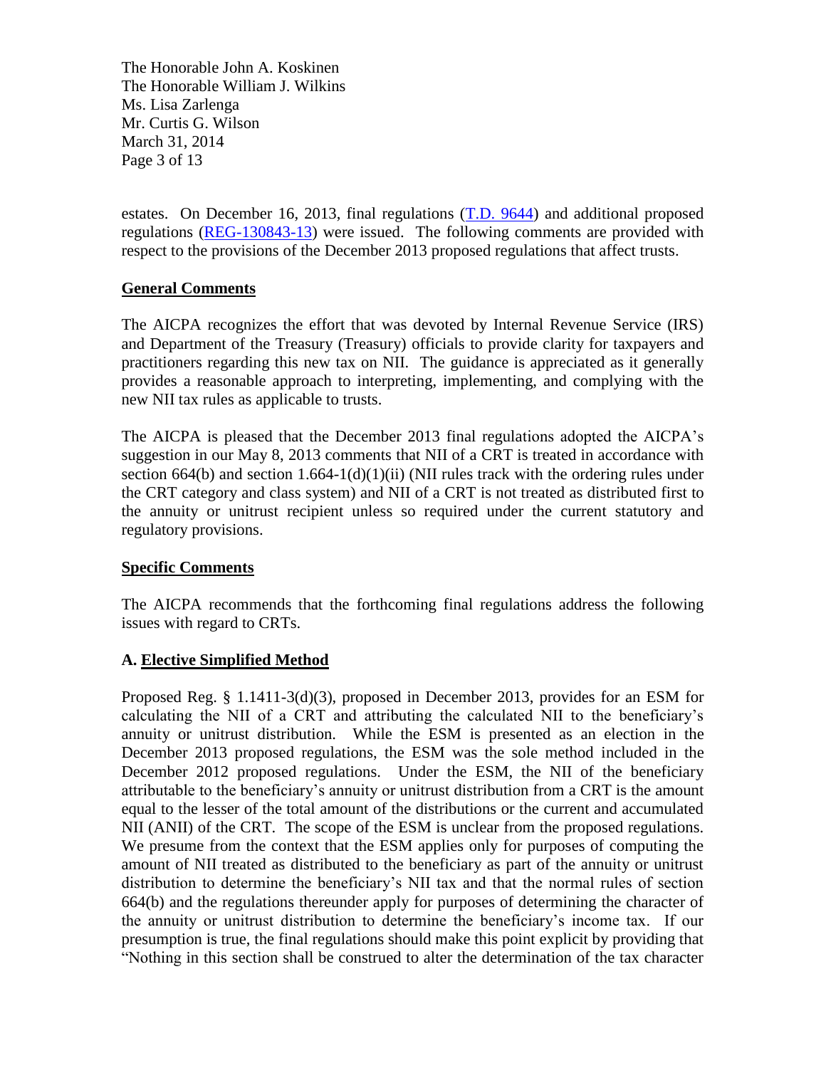estates. On December 16, 2013, final regulations ([T.D. 9644]) and additional proposed regulations ([REG-130843-13]) were issued. The following comments are provided with respect to the provisions of the December 2013 proposed regulations that affect trusts.

## General Comments

The AICPA recognizes the effort that was devoted by Internal Revenue Service (IRS) and Department of the Treasury (Treasury) officials to provide clarity for taxpayers and practitioners regarding this new tax on NII. The guidance is appreciated as it generally provides a reasonable approach to interpreting, implementing, and complying with the new NII tax rules as applicable to trusts.

The AICPA is pleased that the December 2013 final regulations adopted the AICPA's suggestion in our May 8, 2013 comments that NII of a CRT is treated in accordance with section 664(b) and section 1.664-1(d)(1)(ii) (NII rules track with the ordering rules under the CRT category and class system) and NII of a CRT is not treated as distributed first to the annuity or unitrust recipient unless so required under the current statutory and regulatory provisions.

## Specific Comments

The AICPA recommends that the forthcoming final regulations address the following issues with regard to CRTs.

### A. Elective Simplified Method

Proposed Reg. § 1.1411-3(d)(3), proposed in December 2013, provides for an ESM for calculating the NII of a CRT and attributing the calculated NII to the beneficiary's annuity or unitrust distribution. While the ESM is presented as an election in the December 2013 proposed regulations, the ESM was the sole method included in the December 2012 proposed regulations. Under the ESM, the NII of the beneficiary attributable to the beneficiary's annuity or unitrust distribution from a CRT is the amount equal to the lesser of the total amount of the distributions or the current and accumulated NII (ANII) of the CRT. The scope of the ESM is unclear from the proposed regulations. We presume from the context that the ESM applies only for purposes of computing the amount of NII treated as distributed to the beneficiary as part of the annuity or unitrust distribution to determine the beneficiary's NII tax and that the normal rules of section 664(b) and the regulations thereunder apply for purposes of determining the character of the annuity or unitrust distribution to determine the beneficiary's income tax. If our presumption is true, the final regulations should make this point explicit by providing that "Nothing in this section shall be construed to alter the determination of the tax character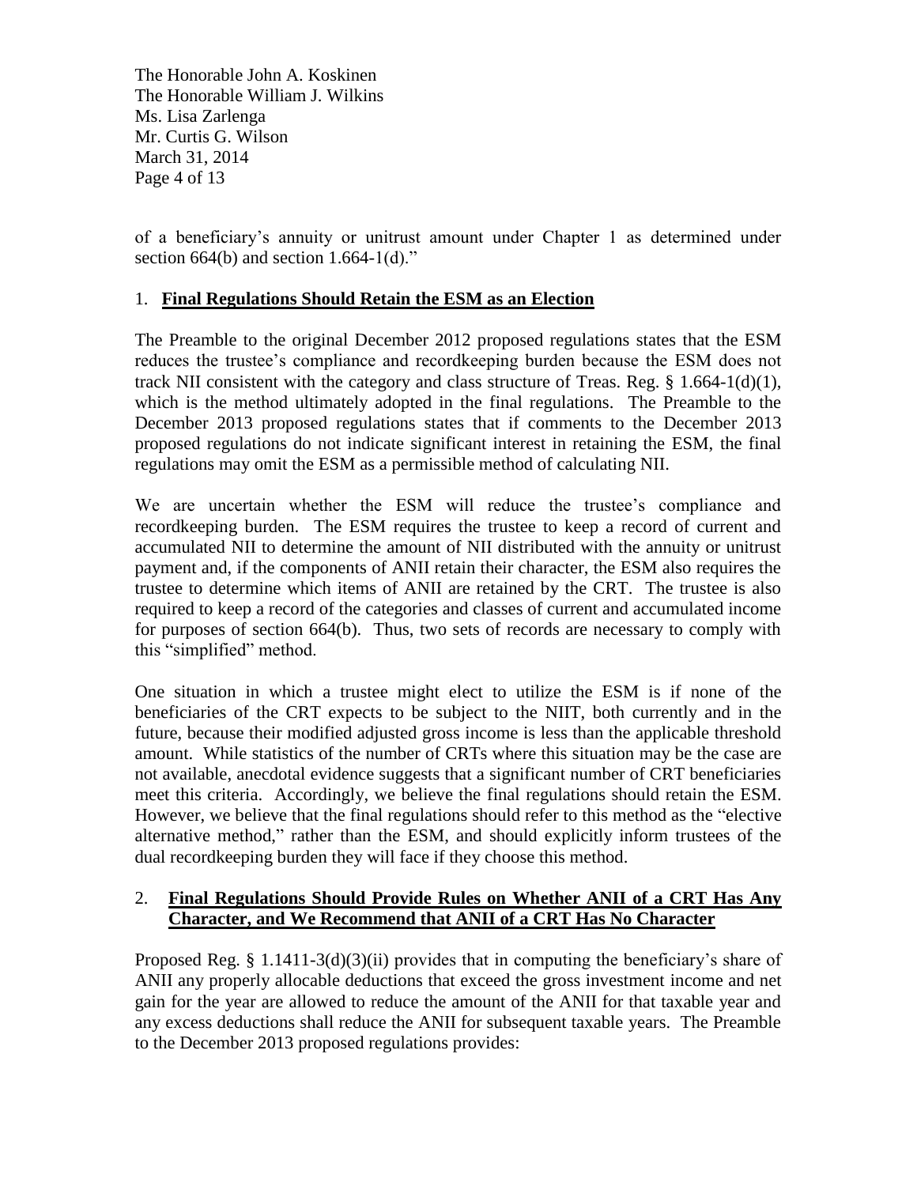of a beneficiary's annuity or unitrust amount under Chapter 1 as determined under section 664(b) and section 1.664-1(d)."

1. **Final Regulations Should Retain the ESM as an Election**

The Preamble to the original December 2012 proposed regulations states that the ESM reduces the trustee's compliance and recordkeeping burden because the ESM does not track NII consistent with the category and class structure of Treas. Reg. § 1.664-1(d)(1), which is the method ultimately adopted in the final regulations. The Preamble to the December 2013 proposed regulations states that if comments to the December 2013 proposed regulations do not indicate significant interest in retaining the ESM, the final regulations may omit the ESM as a permissible method of calculating NII.

We are uncertain whether the ESM will reduce the trustee's compliance and recordkeeping burden. The ESM requires the trustee to keep a record of current and accumulated NII to determine the amount of NII distributed with the annuity or unitrust payment and, if the components of ANII retain their character, the ESM also requires the trustee to determine which items of ANII are retained by the CRT. The trustee is also required to keep a record of the categories and classes of current and accumulated income for purposes of section 664(b). Thus, two sets of records are necessary to comply with this "simplified" method.

One situation in which a trustee might elect to utilize the ESM is if none of the beneficiaries of the CRT expects to be subject to the NIIT, both currently and in the future, because their modified adjusted gross income is less than the applicable threshold amount. While statistics of the number of CRTs where this situation may be the case are not available, anecdotal evidence suggests that a significant number of CRT beneficiaries meet this criteria. Accordingly, we believe the final regulations should retain the ESM. However, we believe that the final regulations should refer to this method as the "elective alternative method," rather than the ESM, and should explicitly inform trustees of the dual recordkeeping burden they will face if they choose this method.

2. **Final Regulations Should Provide Rules on Whether ANII of a CRT Has Any Character, and We Recommend that ANII of a CRT Has No Character**

Proposed Reg. § 1.1411-3(d)(3)(ii) provides that in computing the beneficiary's share of ANII any properly allocable deductions that exceed the gross investment income and net gain for the year are allowed to reduce the amount of the ANII for that taxable year and any excess deductions shall reduce the ANII for subsequent taxable years. The Preamble to the December 2013 proposed regulations provides: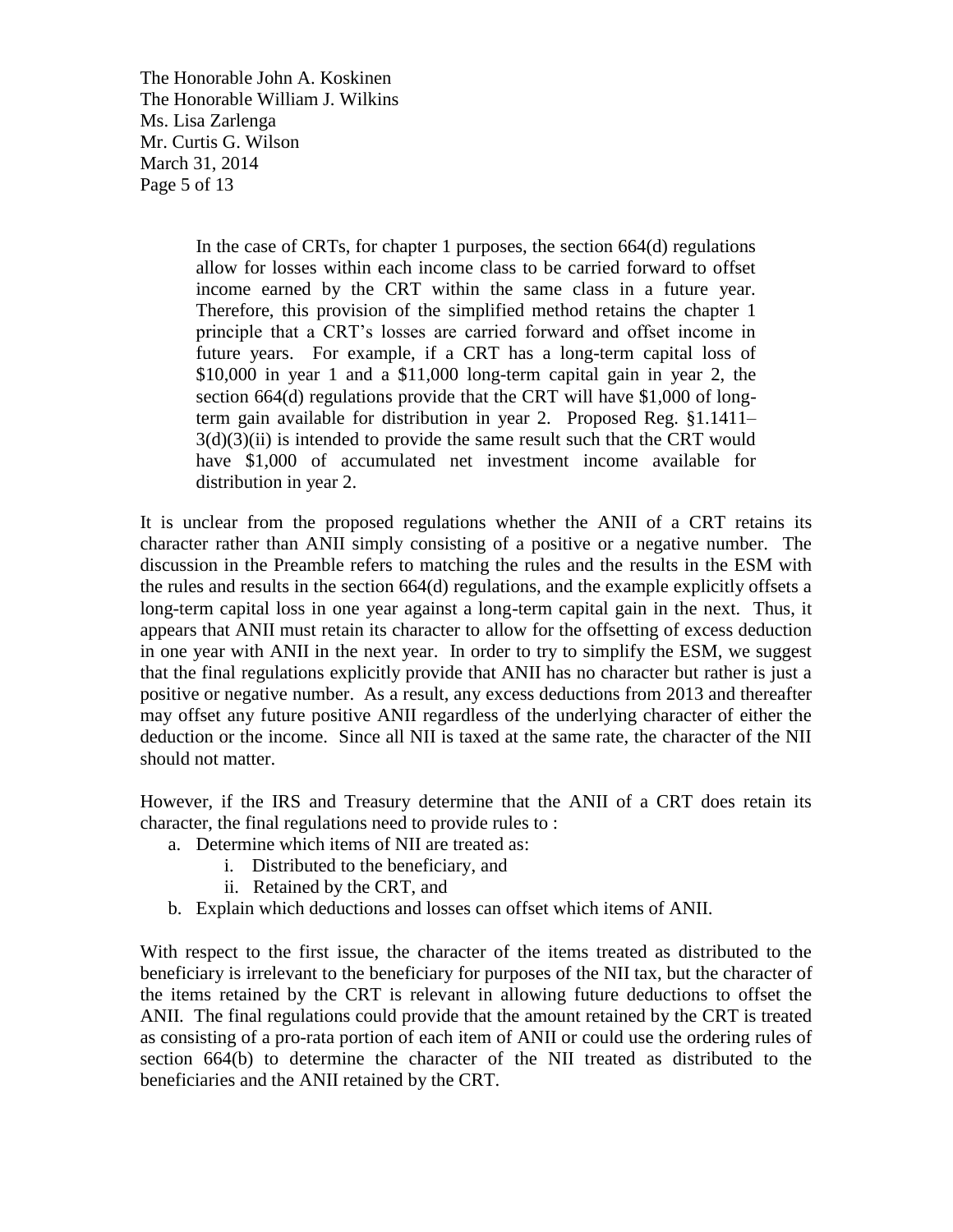> In the case of CRTs, for chapter 1 purposes, the section 664(d) regulations allow for losses within each income class to be carried forward to offset income earned by the CRT within the same class in a future year. Therefore, this provision of the simplified method retains the chapter 1 principle that a CRT's losses are carried forward and offset income in future years. For example, if a CRT has a long-term capital loss of $10,000 in year 1 and a $11,000 long-term capital gain in year 2, the section 664(d) regulations provide that the CRT will have $1,000 of long-term gain available for distribution in year 2. Proposed Reg. §1.1411–3(d)(3)(ii) is intended to provide the same result such that the CRT would have $1,000 of accumulated net investment income available for distribution in year 2.

It is unclear from the proposed regulations whether the ANII of a CRT retains its character rather than ANII simply consisting of a positive or a negative number. The discussion in the Preamble refers to matching the rules and the results in the ESM with the rules and results in the section 664(d) regulations, and the example explicitly offsets a long-term capital loss in one year against a long-term capital gain in the next. Thus, it appears that ANII must retain its character to allow for the offsetting of excess deduction in one year with ANII in the next year. In order to try to simplify the ESM, we suggest that the final regulations explicitly provide that ANII has no character but rather is just a positive or negative number. As a result, any excess deductions from 2013 and thereafter may offset any future positive ANII regardless of the underlying character of either the deduction or the income. Since all NII is taxed at the same rate, the character of the NII should not matter.

However, if the IRS and Treasury determine that the ANII of a CRT does retain its character, the final regulations need to provide rules to :

a. Determine which items of NII are treated as:
    i. Distributed to the beneficiary, and
    ii. Retained by the CRT, and
b. Explain which deductions and losses can offset which items of ANII.

With respect to the first issue, the character of the items treated as distributed to the beneficiary is irrelevant to the beneficiary for purposes of the NII tax, but the character of the items retained by the CRT is relevant in allowing future deductions to offset the ANII. The final regulations could provide that the amount retained by the CRT is treated as consisting of a pro-rata portion of each item of ANII or could use the ordering rules of section 664(b) to determine the character of the NII treated as distributed to the beneficiaries and the ANII retained by the CRT.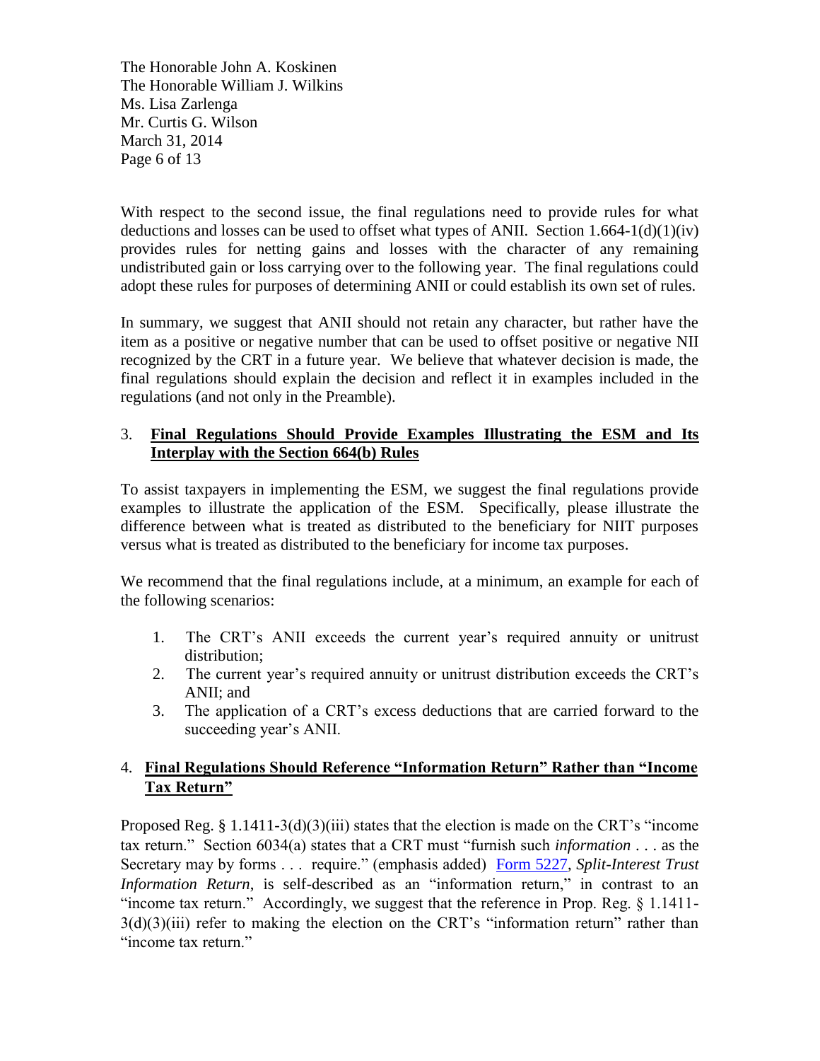With respect to the second issue, the final regulations need to provide rules for what deductions and losses can be used to offset what types of ANII. Section 1.664-1(d)(1)(iv) provides rules for netting gains and losses with the character of any remaining undistributed gain or loss carrying over to the following year. The final regulations could adopt these rules for purposes of determining ANII or could establish its own set of rules.

In summary, we suggest that ANII should not retain any character, but rather have the item as a positive or negative number that can be used to offset positive or negative NII recognized by the CRT in a future year. We believe that whatever decision is made, the final regulations should explain the decision and reflect it in examples included in the regulations (and not only in the Preamble).

### 3. <u>**Final Regulations Should Provide Examples Illustrating the ESM and Its Interplay with the Section 664(b) Rules**</u>

To assist taxpayers in implementing the ESM, we suggest the final regulations provide examples to illustrate the application of the ESM. Specifically, please illustrate the difference between what is treated as distributed to the beneficiary for NIIT purposes versus what is treated as distributed to the beneficiary for income tax purposes.

We recommend that the final regulations include, at a minimum, an example for each of the following scenarios:

1. The CRT's ANII exceeds the current year's required annuity or unitrust distribution;
2. The current year's required annuity or unitrust distribution exceeds the CRT's ANII; and
3. The application of a CRT's excess deductions that are carried forward to the succeeding year's ANII.

### 4. <u>**Final Regulations Should Reference "Information Return" Rather than "Income Tax Return"**</u>

Proposed Reg. § 1.1411-3(d)(3)(iii) states that the election is made on the CRT's "income tax return." Section 6034(a) states that a CRT must "furnish such *information* . . . as the Secretary may by forms . . . require." (emphasis added) Form 5227, *Split-Interest Trust Information Return*, is self-described as an "information return," in contrast to an "income tax return." Accordingly, we suggest that the reference in Prop. Reg. § 1.1411-3(d)(3)(iii) refer to making the election on the CRT's "information return" rather than "income tax return."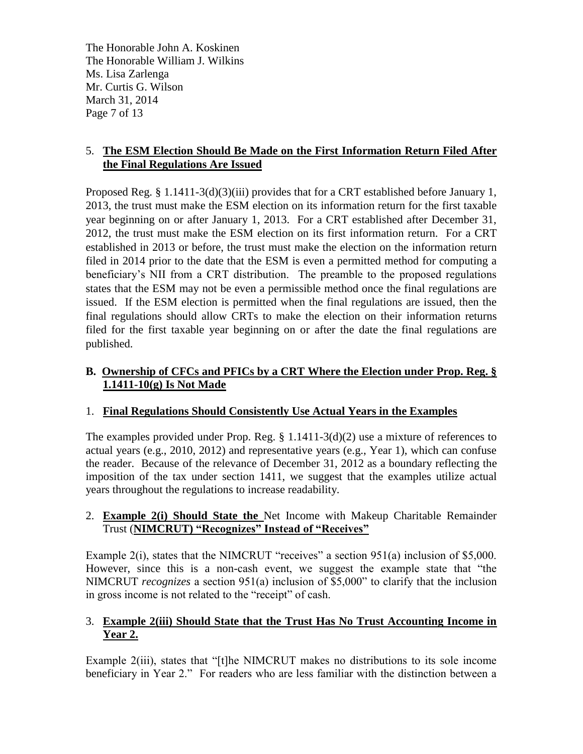### 5. **The ESM Election Should Be Made on the First Information Return Filed After the Final Regulations Are Issued**

Proposed Reg. § 1.1411-3(d)(3)(iii) provides that for a CRT established before January 1, 2013, the trust must make the ESM election on its information return for the first taxable year beginning on or after January 1, 2013. For a CRT established after December 31, 2012, the trust must make the ESM election on its first information return. For a CRT established in 2013 or before, the trust must make the election on the information return filed in 2014 prior to the date that the ESM is even a permitted method for computing a beneficiary's NII from a CRT distribution. The preamble to the proposed regulations states that the ESM may not be even a permissible method once the final regulations are issued. If the ESM election is permitted when the final regulations are issued, then the final regulations should allow CRTs to make the election on their information returns filed for the first taxable year beginning on or after the date the final regulations are published.

## B. **Ownership of CFCs and PFICs by a CRT Where the Election under Prop. Reg. § 1.1411-10(g) Is Not Made**

### 1. **Final Regulations Should Consistently Use Actual Years in the Examples**

The examples provided under Prop. Reg. § 1.1411-3(d)(2) use a mixture of references to actual years (e.g., 2010, 2012) and representative years (e.g., Year 1), which can confuse the reader. Because of the relevance of December 31, 2012 as a boundary reflecting the imposition of the tax under section 1411, we suggest that the examples utilize actual years throughout the regulations to increase readability.

### 2. **Example 2(i) Should State the** Net Income with Makeup Charitable Remainder Trust (**NIMCRUT) "Recognizes" Instead of "Receives"**

Example 2(i), states that the NIMCRUT "receives" a section 951(a) inclusion of $5,000. However, since this is a non-cash event, we suggest the example state that "the NIMCRUT *recognizes* a section 951(a) inclusion of $5,000" to clarify that the inclusion in gross income is not related to the "receipt" of cash.

### 3. **Example 2(iii) Should State that the Trust Has No Trust Accounting Income in Year 2.**

Example 2(iii), states that "[t]he NIMCRUT makes no distributions to its sole income beneficiary in Year 2." For readers who are less familiar with the distinction between a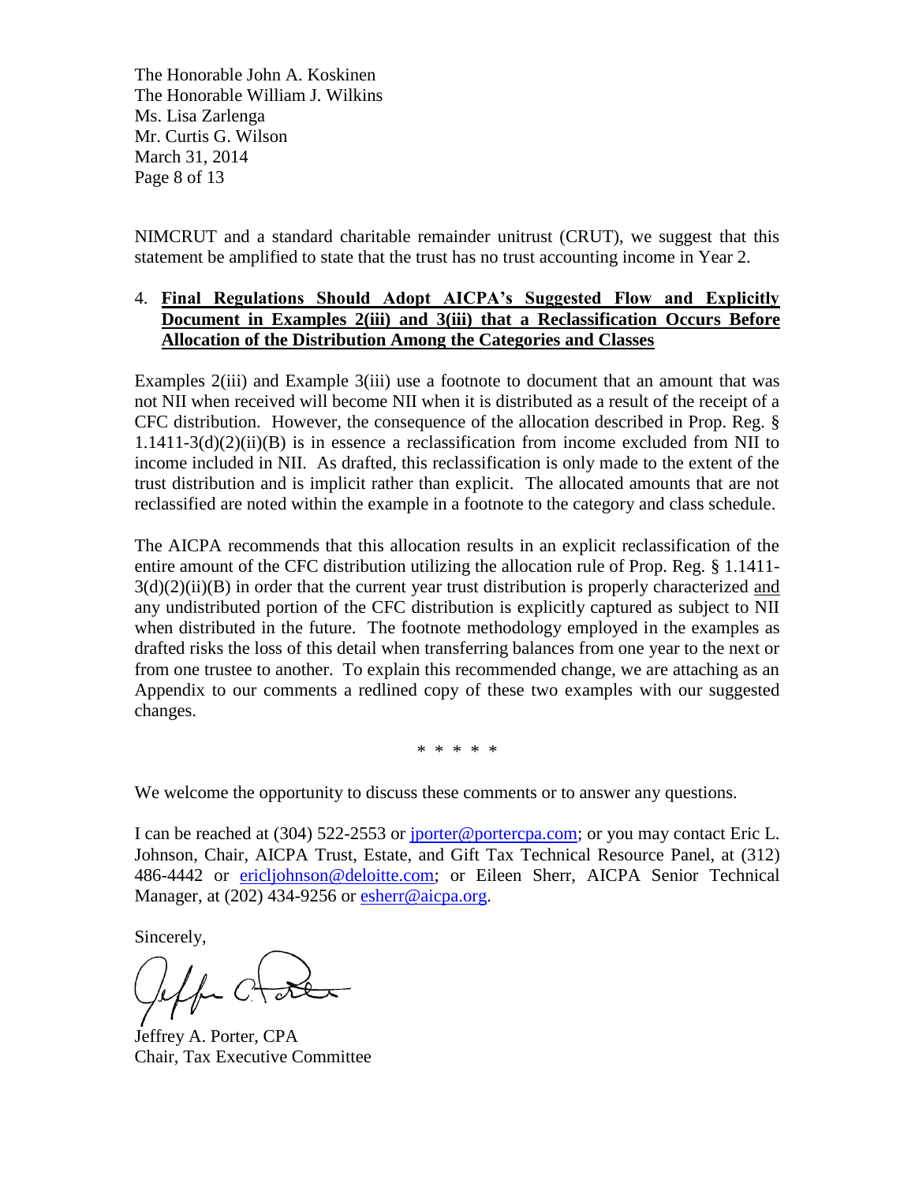NIMCRUT and a standard charitable remainder unitrust (CRUT), we suggest that this statement be amplified to state that the trust has no trust accounting income in Year 2.

4. **Final Regulations Should Adopt AICPA's Suggested Flow and Explicitly Document in Examples 2(iii) and 3(iii) that a Reclassification Occurs Before Allocation of the Distribution Among the Categories and Classes**

Examples 2(iii) and Example 3(iii) use a footnote to document that an amount that was not NII when received will become NII when it is distributed as a result of the receipt of a CFC distribution. However, the consequence of the allocation described in Prop. Reg. § 1.1411-3(d)(2)(ii)(B) is in essence a reclassification from income excluded from NII to income included in NII. As drafted, this reclassification is only made to the extent of the trust distribution and is implicit rather than explicit. The allocated amounts that are not reclassified are noted within the example in a footnote to the category and class schedule.

The AICPA recommends that this allocation results in an explicit reclassification of the entire amount of the CFC distribution utilizing the allocation rule of Prop. Reg. § 1.1411-3(d)(2)(ii)(B) in order that the current year trust distribution is properly characterized and any undistributed portion of the CFC distribution is explicitly captured as subject to NII when distributed in the future. The footnote methodology employed in the examples as drafted risks the loss of this detail when transferring balances from one year to the next or from one trustee to another. To explain this recommended change, we are attaching as an Appendix to our comments a redlined copy of these two examples with our suggested changes.

\* \* \* \* \*

We welcome the opportunity to discuss these comments or to answer any questions.

I can be reached at (304) 522-2553 or jporter@portercpa.com; or you may contact Eric L. Johnson, Chair, AICPA Trust, Estate, and Gift Tax Technical Resource Panel, at (312) 486-4442 or ericljohnson@deloitte.com; or Eileen Sherr, AICPA Senior Technical Manager, at (202) 434-9256 or esherr@aicpa.org.

Sincerely,

Jeffrey A. Porter, CPA
Chair, Tax Executive Committee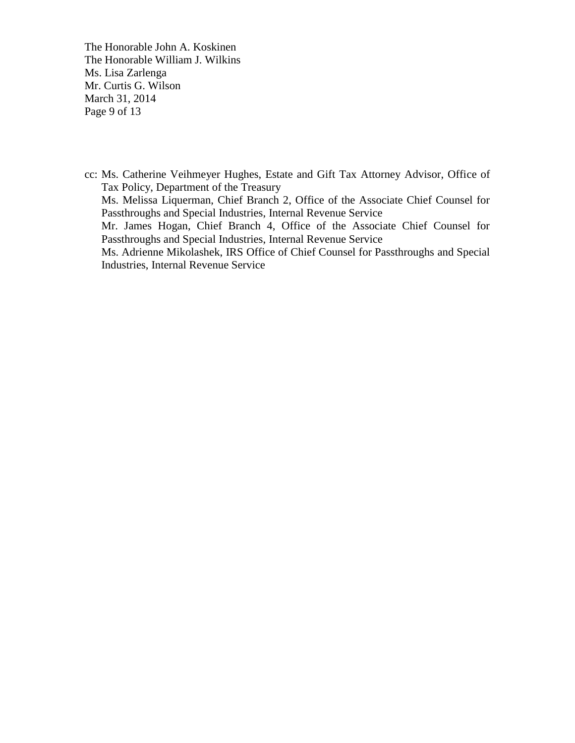cc: Ms. Catherine Veihmeyer Hughes, Estate and Gift Tax Attorney Advisor, Office of Tax Policy, Department of the Treasury

Ms. Melissa Liquerman, Chief Branch 2, Office of the Associate Chief Counsel for Passthroughs and Special Industries, Internal Revenue Service

Mr. James Hogan, Chief Branch 4, Office of the Associate Chief Counsel for Passthroughs and Special Industries, Internal Revenue Service

Ms. Adrienne Mikolashek, IRS Office of Chief Counsel for Passthroughs and Special Industries, Internal Revenue Service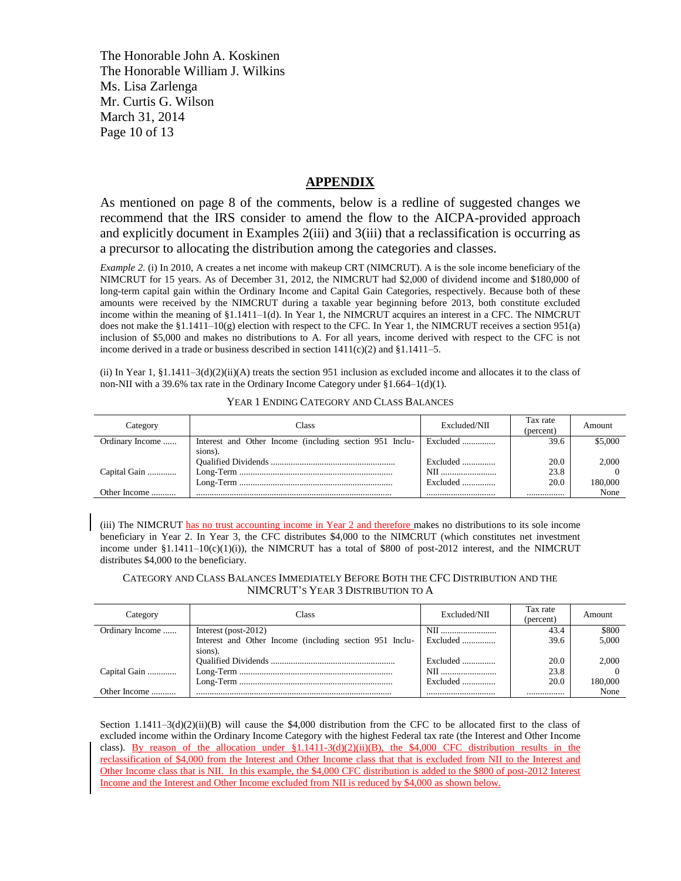## APPENDIX

As mentioned on page 8 of the comments, below is a redline of suggested changes we recommend that the IRS consider to amend the flow to the AICPA-provided approach and explicitly document in Examples 2(iii) and 3(iii) that a reclassification is occurring as a precursor to allocating the distribution among the categories and classes.

*Example 2.* (i) In 2010, A creates a net income with makeup CRT (NIMCRUT). A is the sole income beneficiary of the NIMCRUT for 15 years. As of December 31, 2012, the NIMCRUT had $2,000 of dividend income and $180,000 of long-term capital gain within the Ordinary Income and Capital Gain Categories, respectively. Because both of these amounts were received by the NIMCRUT during a taxable year beginning before 2013, both constitute excluded income within the meaning of §1.1411–1(d). In Year 1, the NIMCRUT acquires an interest in a CFC. The NIMCRUT does not make the §1.1411–10(g) election with respect to the CFC. In Year 1, the NIMCRUT receives a section 951(a) inclusion of $5,000 and makes no distributions to A. For all years, income derived with respect to the CFC is not income derived in a trade or business described in section 1411(c)(2) and §1.1411–5.

(ii) In Year 1, §1.1411–3(d)(2)(ii)(A) treats the section 951 inclusion as excluded income and allocates it to the class of non-NII with a 39.6% tax rate in the Ordinary Income Category under §1.664–1(d)(1).

YEAR 1 ENDING CATEGORY AND CLASS BALANCES

| Category | Class | Excluded/NII | Tax rate (percent) | Amount |
|---|---|---|---|---|
| Ordinary Income ...... | Interest and Other Income (including section 951 Inclusions). | Excluded .............. | 39.6 | $5,000 |
| | Qualified Dividends .............. | Excluded .............. | 20.0 | 2,000 |
| Capital Gain ............. | Long-Term .............. | NII .............. | 23.8 | 0 |
| | Long-Term .............. | Excluded .............. | 20.0 | 180,000 |
| Other Income ........... | .............. | .............. | .............. | None |

(iii) The NIMCRUT has no trust accounting income in Year 2 and therefore makes no distributions to its sole income beneficiary in Year 2. In Year 3, the CFC distributes $4,000 to the NIMCRUT (which constitutes net investment income under §1.1411–10(c)(1)(i)), the NIMCRUT has a total of $800 of post-2012 interest, and the NIMCRUT distributes $4,000 to the beneficiary.

CATEGORY AND CLASS BALANCES IMMEDIATELY BEFORE BOTH THE CFC DISTRIBUTION AND THE NIMCRUT'S YEAR 3 DISTRIBUTION TO A

| Category | Class | Excluded/NII | Tax rate (percent) | Amount |
|---|---|---|---|---|
| Ordinary Income ...... | Interest (post-2012) | NII .............. | 43.4 | $800 |
| | Interest and Other Income (including section 951 Inclusions). | Excluded .............. | 39.6 | 5,000 |
| | Qualified Dividends .............. | Excluded .............. | 20.0 | 2,000 |
| Capital Gain ............ | Long-Term .............. | NII .............. | 23.8 | 0 |
| | Long-Term .............. | Excluded .............. | 20.0 | 180,000 |
| Other Income ........... | .............. | .............. | .............. | None |

Section 1.1411–3(d)(2)(ii)(B) will cause the $4,000 distribution from the CFC to be allocated first to the class of excluded income within the Ordinary Income Category with the highest Federal tax rate (the Interest and Other Income class). By reason of the allocation under §1.1411-3(d)(2)(ii)(B), the $4,000 CFC distribution results in the reclassification of $4,000 from the Interest and Other Income class that that is excluded from NII to the Interest and Other Income class that is NII. In this example, the $4,000 CFC distribution is added to the $800 of post-2012 Interest Income and the Interest and Other Income excluded from NII is reduced by $4,000 as shown below.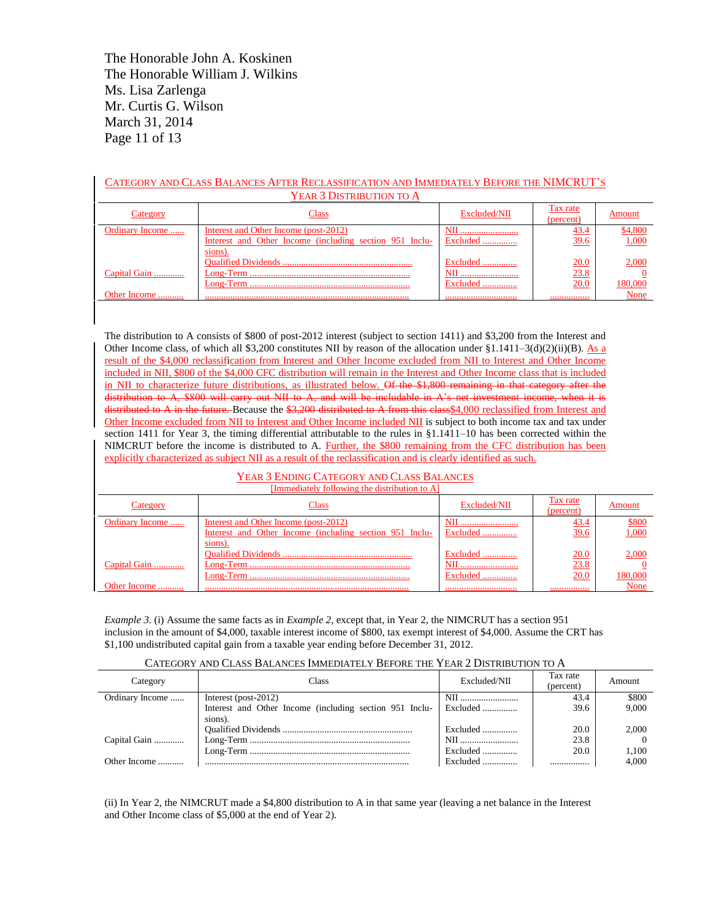The Honorable John A. Koskinen
The Honorable William J. Wilkins
Ms. Lisa Zarlenga
Mr. Curtis G. Wilson
March 31, 2014

CATEGORY AND CLASS BALANCES AFTER RECLASSIFICATION AND IMMEDIATELY BEFORE THE NIMCRUT'S YEAR 3 DISTRIBUTION TO A

| Category | Class | Excluded/NII | Tax rate (percent) | Amount |
|---|---|---|---|---|
| Ordinary Income ...... | Interest and Other Income (post-2012) | NII ........................ | 43.4 | $4,800 |
| | Interest and Other Income (including section 951 Inclusions). | Excluded .............. | 39.6 | 1,000 |
| | Qualified Dividends ........................................................ | Excluded .............. | 20.0 | 2,000 |
| Capital Gain ............. | Long-Term .................................................................... | NII ........................ | 23.8 | 0 |
| | Long-Term .................................................................... | Excluded .............. | 20.0 | 180,000 |
| Other Income ........... | ...................................................................................... | .............................. | ................ | None |

The distribution to A consists of $800 of post-2012 interest (subject to section 1411) and $3,200 from the Interest and Other Income class, of which all $3,200 constitutes NII by reason of the allocation under §1.1411–3(d)(2)(ii)(B). As a result of the $4,000 reclassification from Interest and Other Income excluded from NII to Interest and Other Income included in NII, $800 of the $4,000 CFC distribution will remain in the Interest and Other Income class that is included in NII to characterize future distributions, as illustrated below. ~~Of the $1,800 remaining in that category after the distribution to A, $800 will carry out NII to A, and will be includable in A's net investment income, when it is distributed to A in the future.~~ Because the ~~$3,200 distributed to A from this class~~$4,000 reclassified from Interest and Other Income excluded from NII to Interest and Other Income included NII is subject to both income tax and tax under section 1411 for Year 3, the timing differential attributable to the rules in §1.1411–10 has been corrected within the NIMCRUT before the income is distributed to A. Further, the $800 remaining from the CFC distribution has been explicitly characterized as subject NII as a result of the reclassification and is clearly identified as such.

YEAR 3 ENDING CATEGORY AND CLASS BALANCES
[Immediately following the distribution to A]

| Category | Class | Excluded/NII | Tax rate (percent) | Amount |
|---|---|---|---|---|
| Ordinary Income ...... | Interest and Other Income (post-2012) | NII ........................ | 43.4 | $800 |
| | Interest and Other Income (including section 951 Inclusions). | Excluded .............. | 39.6 | 1,000 |
| | Qualified Dividends ........................................................ | Excluded .............. | 20.0 | 2,000 |
| Capital Gain ............. | Long-Term .................................................................... | NII ........................ | 23.8 | 0 |
| | Long-Term .................................................................... | Excluded .............. | 20.0 | 180,000 |
| Other Income ........... | ...................................................................................... | .............................. | ................ | None |

*Example 3.* (i) Assume the same facts as in *Example 2*, except that, in Year 2, the NIMCRUT has a section 951 inclusion in the amount of $4,000, taxable interest income of $800, tax exempt interest of $4,000. Assume the CRT has $1,100 undistributed capital gain from a taxable year ending before December 31, 2012.

CATEGORY AND CLASS BALANCES IMMEDIATELY BEFORE THE YEAR 2 DISTRIBUTION TO A

| Category | Class | Excluded/NII | Tax rate (percent) | Amount |
|---|---|---|---|---|
| Ordinary Income ...... | Interest (post-2012) | NII ........................ | 43.4 | $800 |
| | Interest and Other Income (including section 951 Inclusions). | Excluded .............. | 39.6 | 9,000 |
| | Qualified Dividends ........................................................ | Excluded .............. | 20.0 | 2,000 |
| Capital Gain ............. | Long-Term .................................................................... | NII ........................ | 23.8 | 0 |
| | Long-Term .................................................................... | Excluded .............. | 20.0 | 1,100 |
| Other Income ........... | ...................................................................................... | Excluded .............. | ................ | 4,000 |

(ii) In Year 2, the NIMCRUT made a $4,800 distribution to A in that same year (leaving a net balance in the Interest and Other Income class of $5,000 at the end of Year 2).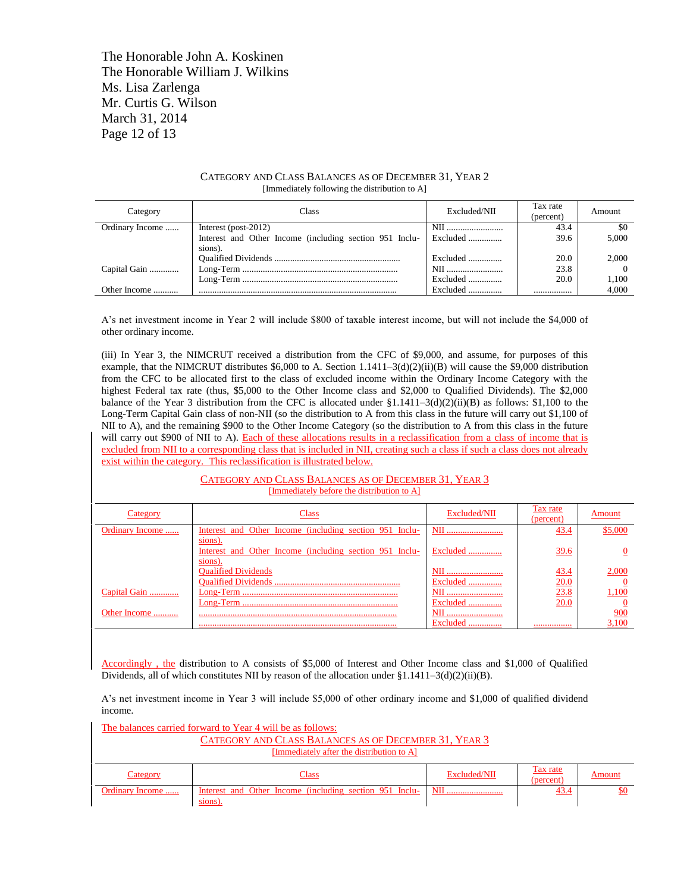The Honorable John A. Koskinen
The Honorable William J. Wilkins
Ms. Lisa Zarlenga
Mr. Curtis G. Wilson
March 31, 2014

CATEGORY AND CLASS BALANCES AS OF DECEMBER 31, YEAR 2
[Immediately following the distribution to A]

| Category | Class | Excluded/NII | Tax rate (percent) | Amount |
|---|---|---|---|---|
| Ordinary Income ...... | Interest (post-2012) | NII ......................... | 43.4 | $0 |
| | Interest and Other Income (including section 951 Inclusions). | Excluded .............. | 39.6 | 5,000 |
| | Qualified Dividends ....................................................... | Excluded .............. | 20.0 | 2,000 |
| Capital Gain ............. | Long-Term ..................................................................... | NII ......................... | 23.8 | 0 |
| | Long-Term ..................................................................... | Excluded .............. | 20.0 | 1,100 |
| Other Income ........... | ....................................................................................... | Excluded .............. | ................ | 4,000 |

A's net investment income in Year 2 will include $800 of taxable interest income, but will not include the $4,000 of other ordinary income.

(iii) In Year 3, the NIMCRUT received a distribution from the CFC of $9,000, and assume, for purposes of this example, that the NIMCRUT distributes $6,000 to A. Section 1.1411–3(d)(2)(ii)(B) will cause the $9,000 distribution from the CFC to be allocated first to the class of excluded income within the Ordinary Income Category with the highest Federal tax rate (thus, $5,000 to the Other Income class and $2,000 to Qualified Dividends). The $2,000 balance of the Year 3 distribution from the CFC is allocated under §1.1411–3(d)(2)(ii)(B) as follows: $1,100 to the Long-Term Capital Gain class of non-NII (so the distribution to A from this class in the future will carry out $1,100 of NII to A), and the remaining $900 to the Other Income Category (so the distribution to A from this class in the future will carry out $900 of NII to A). Each of these allocations results in a reclassification from a class of income that is excluded from NII to a corresponding class that is included in NII, creating such a class if such a class does not already exist within the category. This reclassification is illustrated below.

CATEGORY AND CLASS BALANCES AS OF DECEMBER 31, YEAR 3
[Immediately before the distribution to A]

| Category | Class | Excluded/NII | Tax rate (percent) | Amount |
|---|---|---|---|---|
| Ordinary Income ...... | Interest and Other Income (including section 951 Inclusions). | NII ......................... | 43.4 | $5,000 |
| | Interest and Other Income (including section 951 Inclusions). | Excluded .............. | 39.6 | 0 |
| | Qualified Dividends | NII ......................... | 43.4 | 2,000 |
| | Qualified Dividends ....................................................... | Excluded .............. | 20.0 | 0 |
| Capital Gain ............. | Long-Term ..................................................................... | NII ......................... | 23.8 | 1,100 |
| | Long-Term ..................................................................... | Excluded .............. | 20.0 | 0 |
| Other Income ........... | ....................................................................................... | NII ......................... | | 900 |
| | ....................................................................................... | Excluded .............. | ................ | 3,100 |

Accordingly , the distribution to A consists of $5,000 of Interest and Other Income class and $1,000 of Qualified Dividends, all of which constitutes NII by reason of the allocation under §1.1411–3(d)(2)(ii)(B).

A's net investment income in Year 3 will include $5,000 of other ordinary income and $1,000 of qualified dividend income.

The balances carried forward to Year 4 will be as follows:

CATEGORY AND CLASS BALANCES AS OF DECEMBER 31, YEAR 3
[Immediately after the distribution to A]

| Category | Class | Excluded/NII | Tax rate (percent) | Amount |
|---|---|---|---|---|
| Ordinary Income ...... | Interest and Other Income (including section 951 Inclusions). | NII ......................... | 43.4 | $0 |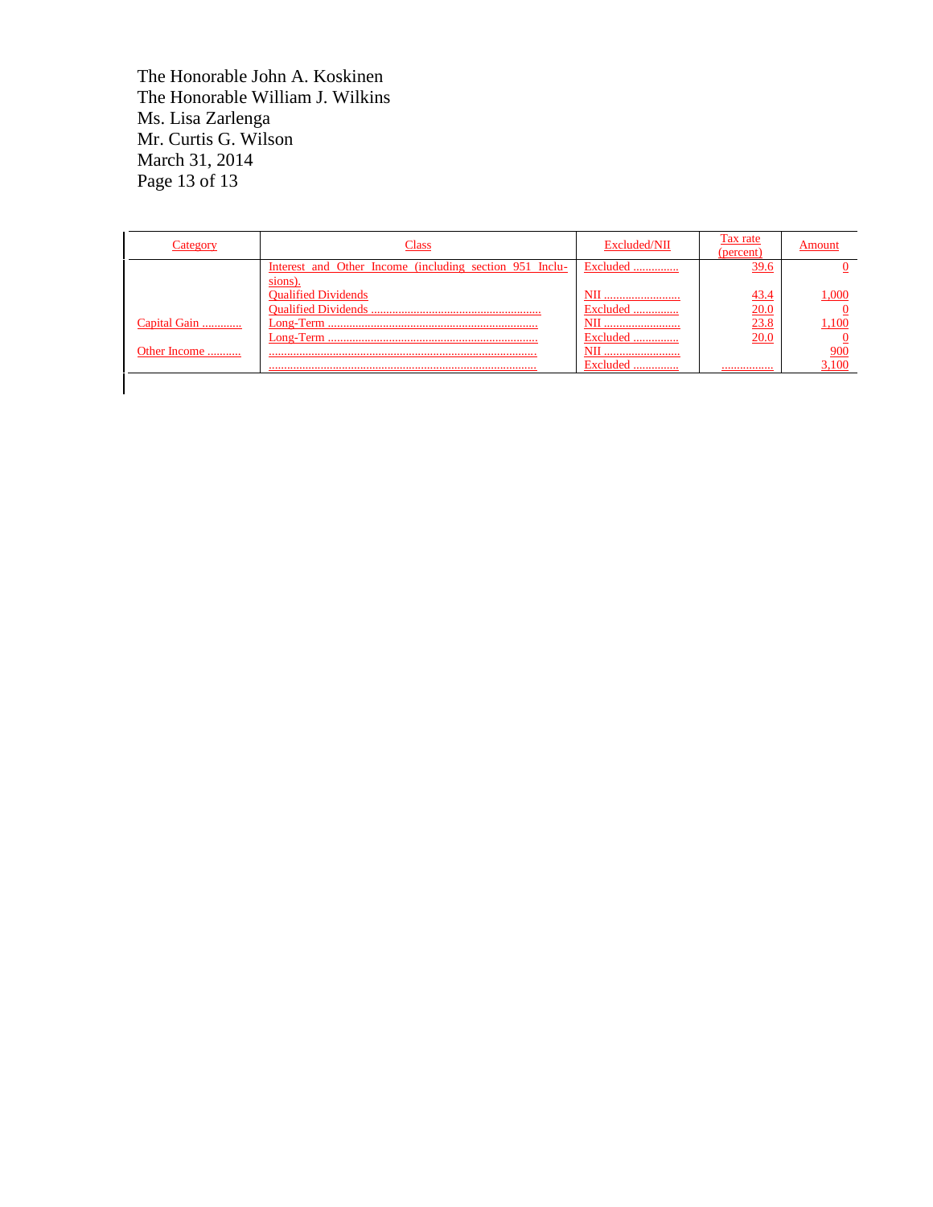The Honorable John A. Koskinen
The Honorable William J. Wilkins
Ms. Lisa Zarlenga
Mr. Curtis G. Wilson
March 31, 2014

| Category | Class | Excluded/NII | Tax rate (percent) | Amount |
|---|---|---|---|---|
| | Interest and Other Income (including section 951 Inclusions). | Excluded | 39.6 | 0 |
| | Qualified Dividends | NII | 43.4 | 1,000 |
| | Qualified Dividends | Excluded | 20.0 | 0 |
| Capital Gain | Long-Term | NII | 23.8 | 1,100 |
| | Long-Term | Excluded | 20.0 | 0 |
| Other Income | | NII | | 900 |
| | | Excluded | | 3,100 |